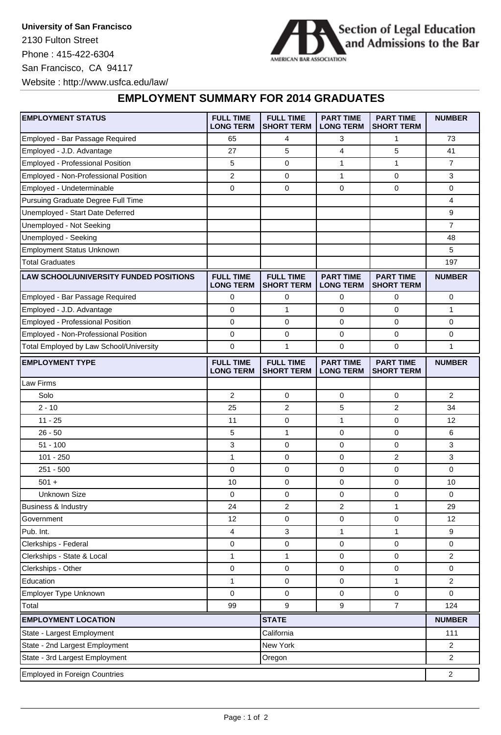**University of San Francisco**
2130 Fulton Street
Phone : 415-422-6304
San Francisco, CA 94117
Website : http://www.usfca.edu/law/

Section of Legal Education and Admissions to the Bar
AMERICAN BAR ASSOCIATION

## EMPLOYMENT SUMMARY FOR 2014 GRADUATES

| EMPLOYMENT STATUS | FULL TIME LONG TERM | FULL TIME SHORT TERM | PART TIME LONG TERM | PART TIME SHORT TERM | NUMBER |
|---|---|---|---|---|---|
| Employed - Bar Passage Required | 65 | 4 | 3 | 1 | 73 |
| Employed - J.D. Advantage | 27 | 5 | 4 | 5 | 41 |
| Employed - Professional Position | 5 | 0 | 1 | 1 | 7 |
| Employed - Non-Professional Position | 2 | 0 | 1 | 0 | 3 |
| Employed - Undeterminable | 0 | 0 | 0 | 0 | 0 |
| Pursuing Graduate Degree Full Time | | | | | 4 |
| Unemployed - Start Date Deferred | | | | | 9 |
| Unemployed - Not Seeking | | | | | 7 |
| Unemployed - Seeking | | | | | 48 |
| Employment Status Unknown | | | | | 5 |
| Total Graduates | | | | | 197 |

| LAW SCHOOL/UNIVERSITY FUNDED POSITIONS | FULL TIME LONG TERM | FULL TIME SHORT TERM | PART TIME LONG TERM | PART TIME SHORT TERM | NUMBER |
|---|---|---|---|---|---|
| Employed - Bar Passage Required | 0 | 0 | 0 | 0 | 0 |
| Employed - J.D. Advantage | 0 | 1 | 0 | 0 | 1 |
| Employed - Professional Position | 0 | 0 | 0 | 0 | 0 |
| Employed - Non-Professional Position | 0 | 0 | 0 | 0 | 0 |
| Total Employed by Law School/University | 0 | 1 | 0 | 0 | 1 |

| EMPLOYMENT TYPE | FULL TIME LONG TERM | FULL TIME SHORT TERM | PART TIME LONG TERM | PART TIME SHORT TERM | NUMBER |
|---|---|---|---|---|---|
| Law Firms | | | | | |
| Solo | 2 | 0 | 0 | 0 | 2 |
| 2 - 10 | 25 | 2 | 5 | 2 | 34 |
| 11 - 25 | 11 | 0 | 1 | 0 | 12 |
| 26 - 50 | 5 | 1 | 0 | 0 | 6 |
| 51 - 100 | 3 | 0 | 0 | 0 | 3 |
| 101 - 250 | 1 | 0 | 0 | 2 | 3 |
| 251 - 500 | 0 | 0 | 0 | 0 | 0 |
| 501 + | 10 | 0 | 0 | 0 | 10 |
| Unknown Size | 0 | 0 | 0 | 0 | 0 |
| Business & Industry | 24 | 2 | 2 | 1 | 29 |
| Government | 12 | 0 | 0 | 0 | 12 |
| Pub. Int. | 4 | 3 | 1 | 1 | 9 |
| Clerkships - Federal | 0 | 0 | 0 | 0 | 0 |
| Clerkships - State & Local | 1 | 1 | 0 | 0 | 2 |
| Clerkships - Other | 0 | 0 | 0 | 0 | 0 |
| Education | 1 | 0 | 0 | 1 | 2 |
| Employer Type Unknown | 0 | 0 | 0 | 0 | 0 |
| Total | 99 | 9 | 9 | 7 | 124 |

| EMPLOYMENT LOCATION | STATE | NUMBER |
|---|---|---|
| State - Largest Employment | California | 111 |
| State - 2nd Largest Employment | New York | 2 |
| State - 3rd Largest Employment | Oregon | 2 |
| Employed in Foreign Countries | | 2 |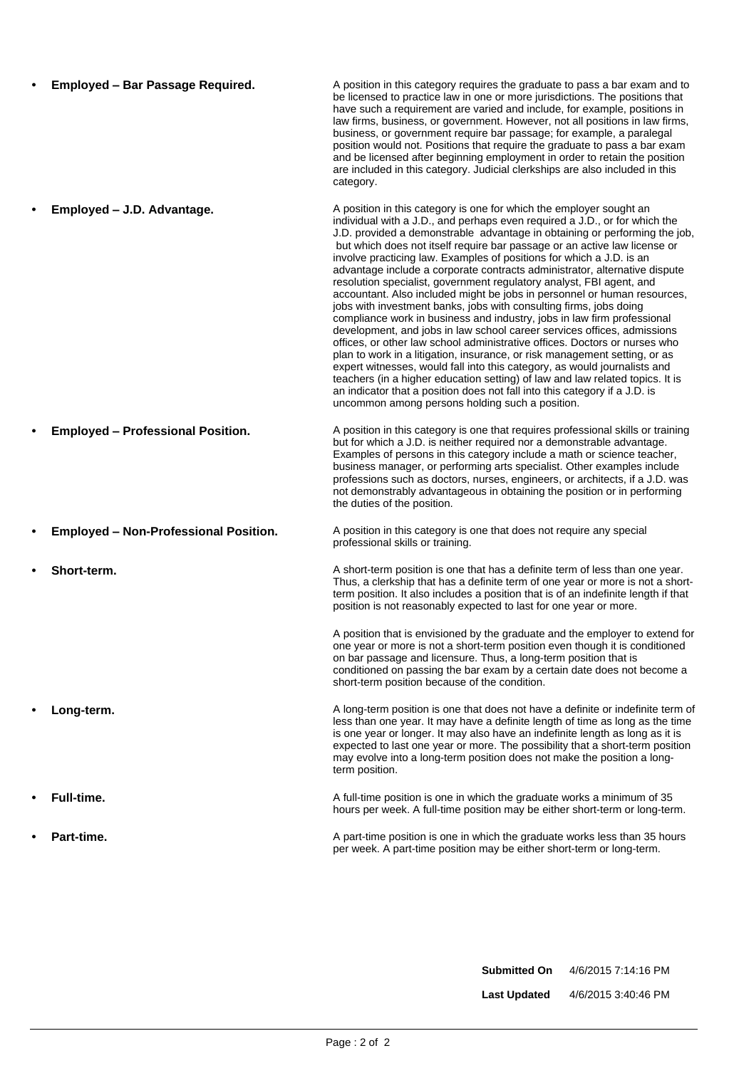- **Employed – Bar Passage Required.** A position in this category requires the graduate to pass a bar exam and to be licensed to practice law in one or more jurisdictions. The positions that have such a requirement are varied and include, for example, positions in law firms, business, or government. However, not all positions in law firms, business, or government require bar passage; for example, a paralegal position would not. Positions that require the graduate to pass a bar exam and be licensed after beginning employment in order to retain the position are included in this category. Judicial clerkships are also included in this category.

- **Employed – J.D. Advantage.** A position in this category is one for which the employer sought an individual with a J.D., and perhaps even required a J.D., or for which the J.D. provided a demonstrable advantage in obtaining or performing the job, but which does not itself require bar passage or an active law license or involve practicing law. Examples of positions for which a J.D. is an advantage include a corporate contracts administrator, alternative dispute resolution specialist, government regulatory analyst, FBI agent, and accountant. Also included might be jobs in personnel or human resources, jobs with investment banks, jobs with consulting firms, jobs doing compliance work in business and industry, jobs in law firm professional development, and jobs in law school career services offices, admissions offices, or other law school administrative offices. Doctors or nurses who plan to work in a litigation, insurance, or risk management setting, or as expert witnesses, would fall into this category, as would journalists and teachers (in a higher education setting) of law and law related topics. It is an indicator that a position does not fall into this category if a J.D. is uncommon among persons holding such a position.

- **Employed – Professional Position.** A position in this category is one that requires professional skills or training but for which a J.D. is neither required nor a demonstrable advantage. Examples of persons in this category include a math or science teacher, business manager, or performing arts specialist. Other examples include professions such as doctors, nurses, engineers, or architects, if a J.D. was not demonstrably advantageous in obtaining the position or in performing the duties of the position.

- **Employed – Non-Professional Position.** A position in this category is one that does not require any special professional skills or training.

- **Short-term.** A short-term position is one that has a definite term of less than one year. Thus, a clerkship that has a definite term of one year or more is not a short-term position. It also includes a position that is of an indefinite length if that position is not reasonably expected to last for one year or more.

  A position that is envisioned by the graduate and the employer to extend for one year or more is not a short-term position even though it is conditioned on bar passage and licensure. Thus, a long-term position that is conditioned on passing the bar exam by a certain date does not become a short-term position because of the condition.

- **Long-term.** A long-term position is one that does not have a definite or indefinite term of less than one year. It may have a definite length of time as long as the time is one year or longer. It may also have an indefinite length as long as it is expected to last one year or more. The possibility that a short-term position may evolve into a long-term position does not make the position a long-term position.

- **Full-time.** A full-time position is one in which the graduate works a minimum of 35 hours per week. A full-time position may be either short-term or long-term.

- **Part-time.** A part-time position is one in which the graduate works less than 35 hours per week. A part-time position may be either short-term or long-term.

**Submitted On** 4/6/2015 7:14:16 PM

**Last Updated** 4/6/2015 3:40:46 PM